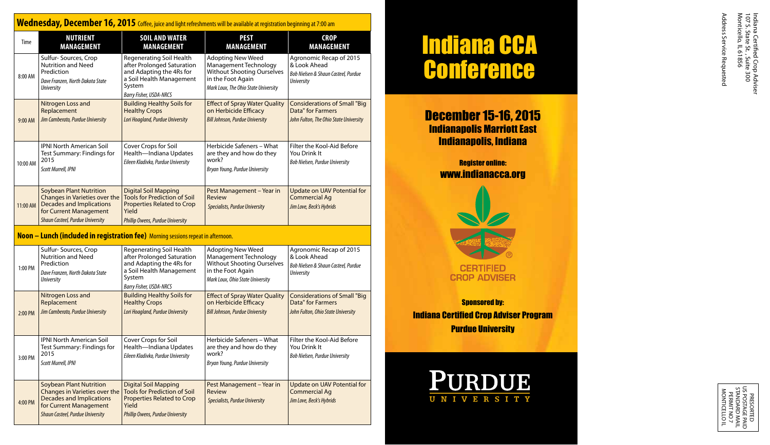## Wednesday, December 16, 2015 Coffee, juice and light refreshments will be available at registration beginning at 7:00 am

| Time | NUTRIENT MANAGEMENT | SOIL AND WATER MANAGEMENT | PEST MANAGEMENT | CROP MANAGEMENT |
|---|---|---|---|---|
| 8:00 AM | Sulfur- Sources, Crop Nutrition and Need Prediction *Dave Franzen, North Dakota State University* | Regenerating Soil Health after Prolonged Saturation and Adapting the 4Rs for a Soil Health Management System *Barry Fisher, USDA-NRCS* | Adopting New Weed Management Technology Without Shooting Ourselves in the Foot Again *Mark Loux, The Ohio State University* | Agronomic Recap of 2015 & Look Ahead *Bob Nielsen & Shaun Casteel, Purdue University* |
| 9:00 AM | Nitrogen Loss and Replacement *Jim Camberato, Purdue University* | Building Healthy Soils for Healthy Crops *Lori Hoagland, Purdue University* | Effect of Spray Water Quality on Herbicide Efficacy *Bill Johnson, Purdue University* | Considerations of Small "Big Data" for Farmers *John Fulton, The Ohio State University* |
| 10:00 AM | IPNI North American Soil Test Summary: Findings for 2015 *Scott Murrell, IPNI* | Cover Crops for Soil Health—Indiana Updates *Eileen Kladivko, Purdue University* | Herbicide Safeners – What are they and how do they work? *Bryan Young, Purdue University* | Filter the Kool-Aid Before You Drink It *Bob Nielsen, Purdue University* |
| 11:00 AM | Soybean Plant Nutrition Changes in Varieties over the Decades and Implications for Current Management *Shaun Casteel, Purdue University* | Digital Soil Mapping Tools for Prediction of Soil Properties Related to Crop Yield *Phillip Owens, Purdue University* | Pest Management – Year in Review *Specialists, Purdue University* | Update on UAV Potential for Commercial Ag *Jim Love, Beck's Hybrids* |
| **Noon – Lunch (included in registration fee)** Morning sessions repeat in afternoon. | | | | |
| 1:00 PM | Sulfur- Sources, Crop Nutrition and Need Prediction *Dave Franzen, North Dakota State University* | Regenerating Soil Health after Prolonged Saturation and Adapting the 4Rs for a Soil Health Management System *Barry Fisher, USDA-NRCS* | Adopting New Weed Management Technology Without Shooting Ourselves in the Foot Again *Mark Loux, Ohio State University* | Agronomic Recap of 2015 & Look Ahead *Bob Nielsen & Shaun Casteel, Purdue University* |
| 2:00 PM | Nitrogen Loss and Replacement *Jim Camberato, Purdue University* | Building Healthy Soils for Healthy Crops *Lori Hoagland, Purdue University* | Effect of Spray Water Quality on Herbicide Efficacy *Bill Johnson, Purdue University* | Considerations of Small "Big Data" for Farmers *John Fulton, Ohio State University* |
| 3:00 PM | IPNI North American Soil Test Summary: Findings for 2015 *Scott Murrell, IPNI* | Cover Crops for Soil Health—Indiana Updates *Eileen Kladivko, Purdue University* | Herbicide Safeners – What are they and how do they work? *Bryan Young, Purdue University* | Filter the Kool-Aid Before You Drink It *Bob Nielsen, Purdue University* |
| 4:00 PM | Soybean Plant Nutrition Changes in Varieties over the Decades and Implications for Current Management *Shaun Casteel, Purdue University* | Digital Soil Mapping Tools for Prediction of Soil Properties Related to Crop Yield *Phillip Owens, Purdue University* | Pest Management – Year in Review *Specialists, Purdue University* | Update on UAV Potential for Commercial Ag *Jim Love, Beck's Hybrids* |

# Indiana CCA Conference

## December 15-16, 2015
### Indianapolis Marriott East
### Indianapolis, Indiana

**Register online:**
**www.indianacca.org**

CERTIFIED CROP ADVISER

**Sponsored by:**
**Indiana Certified Crop Adviser Program**
**Purdue University**

PURDUE UNIVERSITY

Indiana Certified Crop Adviser
107 S. State St., Suite 300
Monticello, IL 61856

Address Service Requested

PRESORTED
US POSTAGE PAID
STANDARD MAIL
PERMIT NO 7
MONTICELLO IL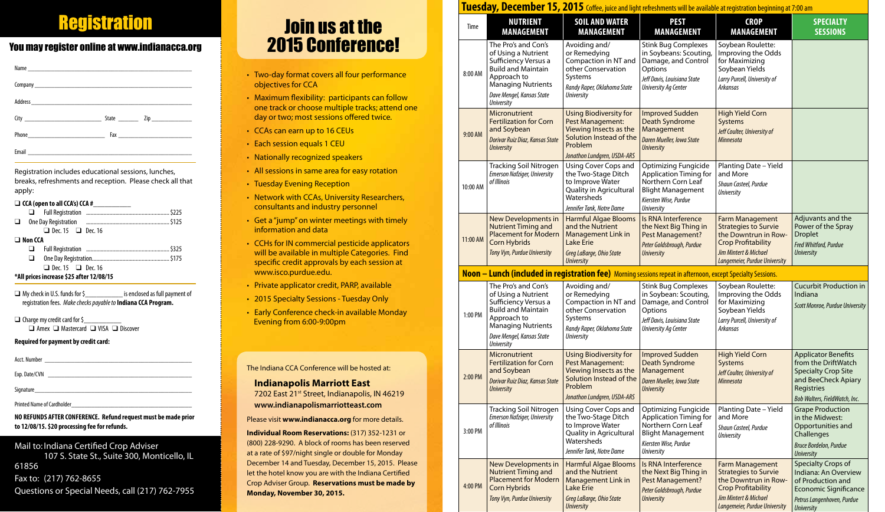# Registration

## You may register online at www.indianacca.org

Name ______________________________________________

Company ____________________________________________

Address _____________________________________________

City ______________________ State _______ Zip _____________

Phone _____________________ Fax _________________________

Email ______________________________________________

Registration includes educational sessions, lunches, breaks, refreshments and reception. Please check all that apply:

❑ **CCA (open to all CCA's) CCA # ___________**

- ❑ Full Registration .................................................. $225
- ❑ One Day Registration .................................................. $125
  - ❑ Dec. 15 ❑ Dec. 16

❑ **Non CCA**

- ❑ Full Registration .................................................. $325
- ❑ One Day Registration .................................................. $175
  - ❑ Dec. 15 ❑ Dec. 16

**\*All prices increase $25 after 12/08/15**

❑ My check in U.S. funds for $___________ is enclosed as full payment of registration fees. *Make checks payable to* **Indiana CCA Program.**

❑ Charge my credit card for $___________
❑ Amex ❑ Mastercard ❑ VISA ❑ Discover

**Required for payment by credit card:**

Acct. Number _____________________________________________

Exp. Date/CVN ____________________________________________

Signature ________________________________________________

Printed Name of Cardholder_________________________________

**NO REFUNDS AFTER CONFERENCE. Refund request must be made prior to 12/08/15. $20 processing fee for refunds.**

Mail to: Indiana Certified Crop Adviser
107 S. State St., Suite 300, Monticello, IL 61856

Fax to: (217) 762-8655

Questions or Special Needs, call (217) 762-7955

# Join us at the 2015 Conference!

- Two-day format covers all four performance objectives for CCA
- Maximum flexibility: participants can follow one track or choose multiple tracks; attend one day or two; most sessions offered twice.
- CCAs can earn up to 16 CEUs
- Each session equals 1 CEU
- Nationally recognized speakers
- All sessions in same area for easy rotation
- Tuesday Evening Reception
- Network with CCAs, University Researchers, consultants and industry personnel
- Get a "jump" on winter meetings with timely information and data
- CCHs for IN commercial pesticide applicators will be available in multiple Categories. Find specific credit approvals by each session at www.isco.purdue.edu.
- Private applicator credit, PARP, available
- 2015 Specialty Sessions - Tuesday Only
- Early Conference check-in available Monday Evening from 6:00-9:00pm

The Indiana CCA Conference will be hosted at:

**Indianapolis Marriott East**
7202 East 21[st] Street, Indianapolis, IN 46219
**www.indianapolismarriotteast.com**

Please visit **www.indianacca.org** for more details.

**Individual Room Reservations:** (317) 352-1231 or (800) 228-9290. A block of rooms has been reserved at a rate of $97/night single or double for Monday December 14 and Tuesday, December 15, 2015. Please let the hotel know you are with the Indiana Certified Crop Adviser Group. **Reservations must be made by Monday, November 30, 2015.**

## Tuesday, December 15, 2015

Coffee, juice and light refreshments will be available at registration beginning at 7:00 am

| Time | NUTRIENT MANAGEMENT | SOIL AND WATER MANAGEMENT | PEST MANAGEMENT | CROP MANAGEMENT | SPECIALTY SESSIONS |
|---|---|---|---|---|---|
| 8:00 AM | The Pro's and Con's of Using a Nutrient Sufficiency Versus a Build and Maintain Approach to Managing Nutrients *Dave Mengel, Kansas State University* | Avoiding and/or Remedying Compaction in NT and other Conservation Systems *Randy Raper, Oklahoma State University* | Stink Bug Complexes in Soybeans: Scouting, Damage, and Control Options *Jeff Davis, Louisiana State University Ag Center* | Soybean Roulette: Improving the Odds for Maximizing Soybean Yields *Larry Purcell, University of Arkansas* | |
| 9:00 AM | Micronutrient Fertilization for Corn and Soybean *Dorivar Ruiz Diaz, Kansas State University* | Using Biodiversity for Pest Management: Viewing Insects as the Solution Instead of the Problem *Jonathon Lundgren, USDA-ARS* | Improved Sudden Death Syndrome Management *Daren Mueller, Iowa State University* | High Yield Corn Systems *Jeff Coulter, University of Minnesota* | |
| 10:00 AM | Tracking Soil Nitrogen *Emerson Nafziger, University of Illinois* | Using Cover Cops and the Two-Stage Ditch to Improve Water Quality in Agricultural Watersheds *Jennifer Tank, Notre Dame* | Optimizing Fungicide Application Timing for Northern Corn Leaf Blight Management *Kiersten Wise, Purdue University* | Planting Date – Yield and More *Shaun Casteel, Purdue University* | |
| 11:00 AM | New Developments in Nutrient Timing and Placement for Modern Corn Hybrids *Tony Vyn, Purdue University* | Harmful Algae Blooms and the Nutrient Management Link in Lake Erie *Greg LaBarge, Ohio State University* | Is RNA Interference the Next Big Thing in Pest Management? *Peter Goldsbrough, Purdue University* | Farm Management Strategies to Survie the Downtrun in Row-Crop Profitability *Jim Mintert & Michael Langemeier, Purdue University* | Adjuvants and the Power of the Spray Droplet *Fred Whitford, Purdue University* |
| **Noon – Lunch (included in registration fee)** Morning sessions repeat in afternoon, except Specialty Sessions. | | | | | |
| 1:00 PM | The Pro's and Con's of Using a Nutrient Sufficiency Versus a Build and Maintain Approach to Managing Nutrients *Dave Mengel, Kansas State University* | Avoiding and/or Remedying Compaction in NT and other Conservation Systems *Randy Raper, Oklahoma State University* | Stink Bug Complexes in Soybean: Scouting, Damage, and Control Options *Jeff Davis, Louisiana State University Ag Center* | Soybean Roulette: Improving the Odds for Maximizing Soybean Yields *Larry Purcell, University of Arkansas* | Cucurbit Production in Indiana *Scott Monroe, Purdue University* |
| 2:00 PM | Micronutrient Fertilization for Corn and Soybean *Dorivar Ruiz Diaz, Kansas State University* | Using Biodiversity for Pest Management: Viewing Insects as the Solution Instead of the Problem *Jonathon Lundgren, USDA-ARS* | Improved Sudden Death Syndrome Management *Daren Mueller, Iowa State University* | High Yield Corn Systems *Jeff Coulter, University of Minnesota* | Applicator Benefits from the DriftWatch Specialty Crop Site and BeeCheck Apiary Registries *Bob Walters, FieldWatch, Inc.* |
| 3:00 PM | Tracking Soil Nitrogen *Emerson Nafziger, University of Illinois* | Using Cover Cops and the Two-Stage Ditch to Improve Water Quality in Agricultural Watersheds *Jennifer Tank, Notre Dame* | Optimizing Fungicide Application Timing for Northern Corn Leaf Blight Management *Kiersten Wise, Purdue University* | Planting Date – Yield and More *Shaun Casteel, Purdue University* | Grape Production in the Midwest: Opportunities and Challenges *Bruce Bordelon, Purdue University* |
| 4:00 PM | New Developments in Nutrient Timing and Placement for Modern Corn Hybrids *Tony Vyn, Purdue University* | Harmful Algae Blooms and the Nutrient Management Link in Lake Erie *Greg LaBarge, Ohio State University* | Is RNA Interference the Next Big Thing in Pest Management? *Peter Goldsbrough, Purdue University* | Farm Management Strategies to Survie the Downtrun in Row-Crop Profitability *Jim Mintert & Michael Langemeier, Purdue University* | Specialty Crops of Indiana: An Overview of Production and Economic Significance *Petrus Langenhoven, Purdue University* |